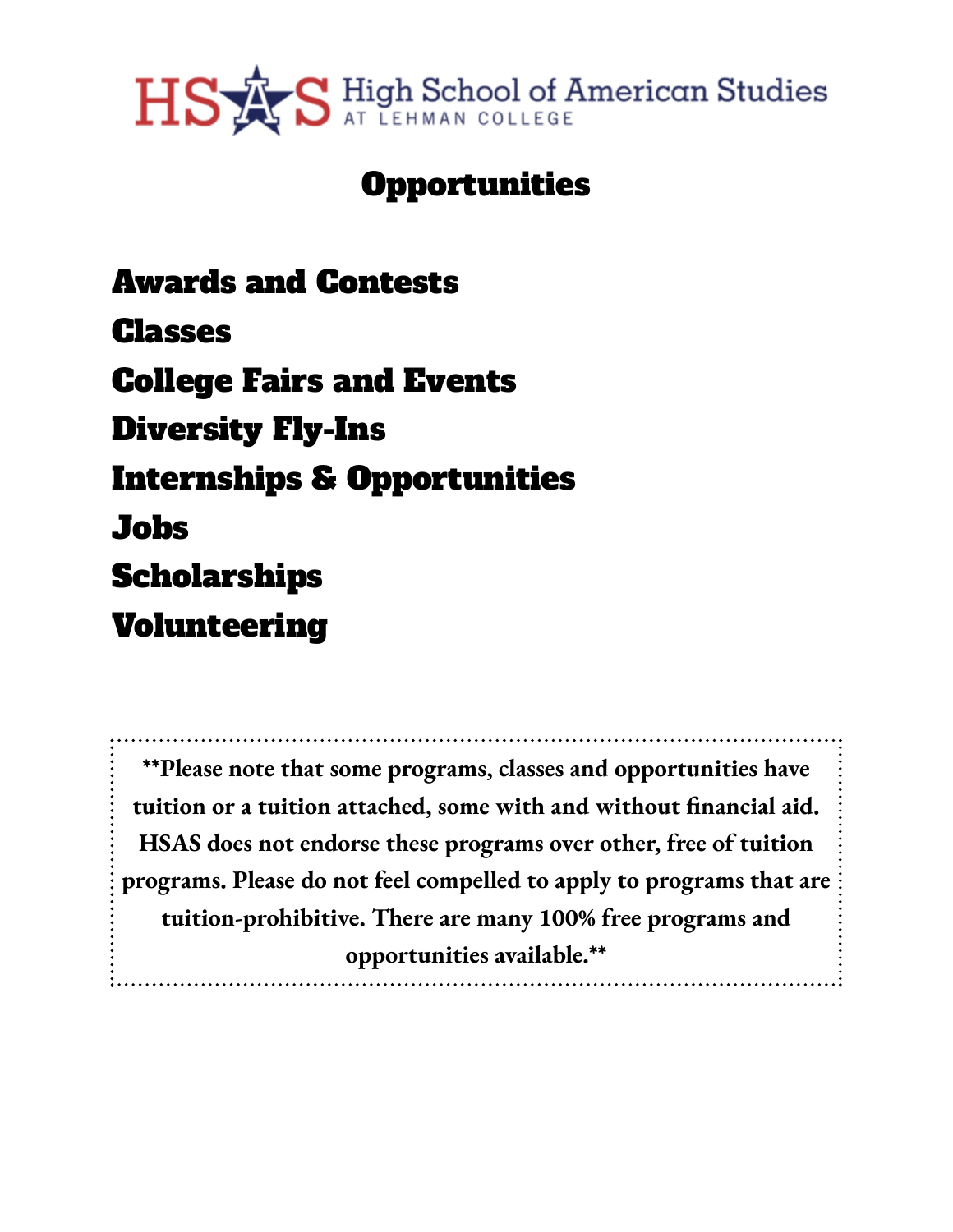# HSAS High School of American Studies AT LEHMAN COLLEGE

## Opportunities

**Awards and Contests**

**Classes**

**College Fairs and Events**

**Diversity Fly-Ins**

**Internships & Opportunities**

**Jobs**

**Scholarships**

**Volunteering**

**Please note that some programs, classes and opportunities have tuition or a tuition attached, some with and without financial aid. HSAS does not endorse these programs over other, free of tuition programs. Please do not feel compelled to apply to programs that are tuition-prohibitive. There are many 100% free programs and opportunities available.**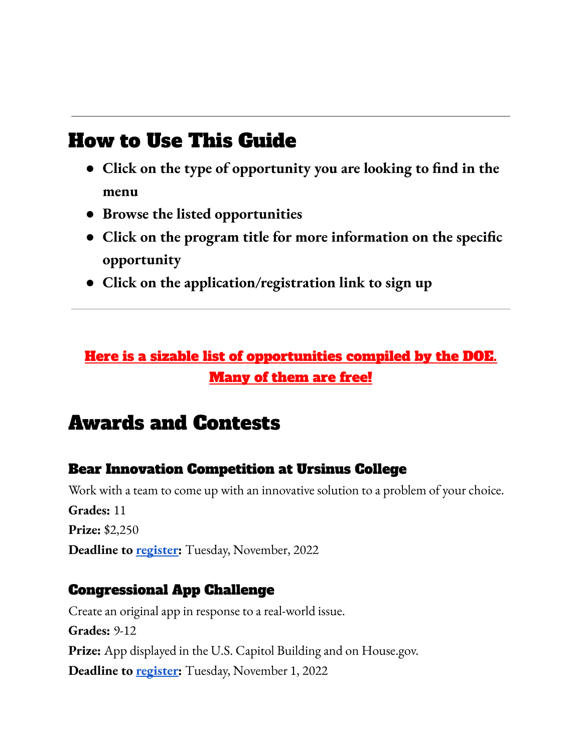---

## How to Use This Guide

- **Click on the type of opportunity you are looking to find in the menu**
- **Browse the listed opportunities**
- **Click on the program title for more information on the specific opportunity**
- **Click on the application/registration link to sign up**

---

**Here is a sizable list of opportunities compiled by the DOE. Many of them are free!**

## Awards and Contests

### Bear Innovation Competition at Ursinus College

Work with a team to come up with an innovative solution to a problem of your choice.
**Grades:** 11
**Prize:** $2,250
**Deadline to register:** Tuesday, November, 2022

### Congressional App Challenge

Create an original app in response to a real-world issue.
**Grades:** 9-12
**Prize:** App displayed in the U.S. Capitol Building and on House.gov.
**Deadline to register:** Tuesday, November 1, 2022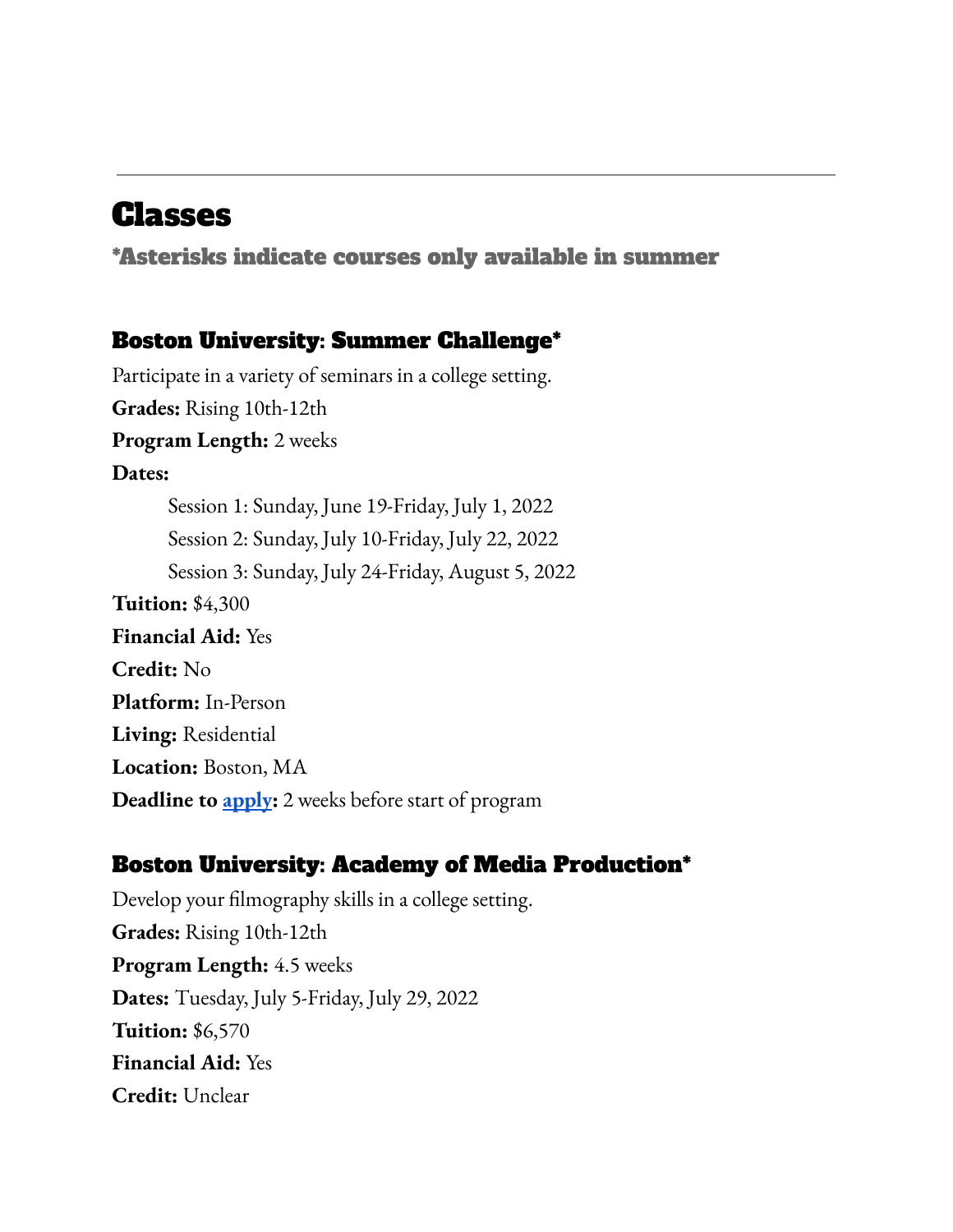---

# Classes

### *Asterisks indicate courses only available in summer

### Boston University: Summer Challenge*

Participate in a variety of seminars in a college setting.

**Grades:** Rising 10th-12th

**Program Length:** 2 weeks

**Dates:**

Session 1: Sunday, June 19-Friday, July 1, 2022

Session 2: Sunday, July 10-Friday, July 22, 2022

Session 3: Sunday, July 24-Friday, August 5, 2022

**Tuition:** $4,300

**Financial Aid:** Yes

**Credit:** No

**Platform:** In-Person

**Living:** Residential

**Location:** Boston, MA

**Deadline to apply:** 2 weeks before start of program

### Boston University: Academy of Media Production*

Develop your filmography skills in a college setting.

**Grades:** Rising 10th-12th

**Program Length:** 4.5 weeks

**Dates:** Tuesday, July 5-Friday, July 29, 2022

**Tuition:** $6,570

**Financial Aid:** Yes

**Credit:** Unclear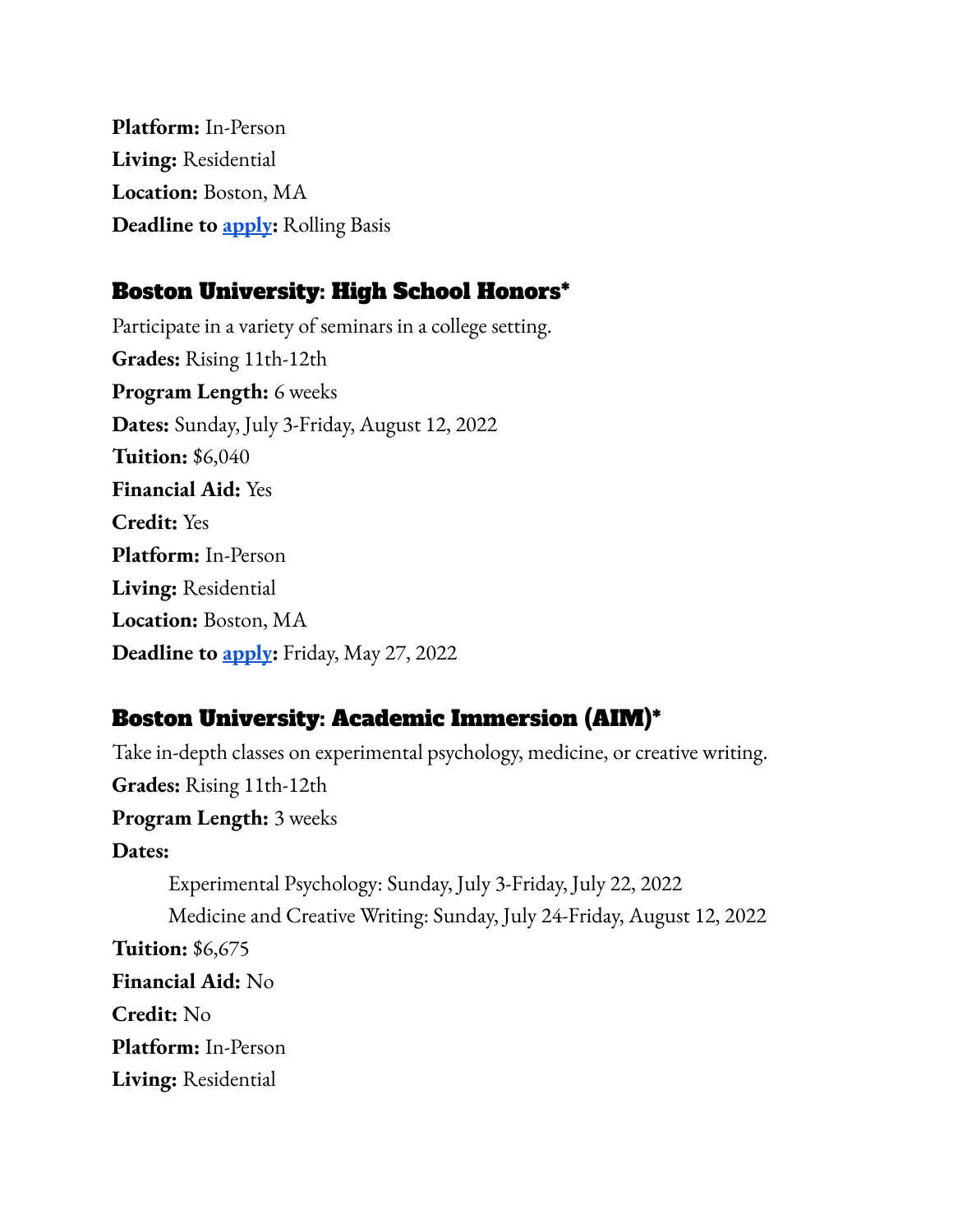**Platform:** In-Person
**Living:** Residential
**Location:** Boston, MA
**Deadline to apply:** Rolling Basis

### Boston University: High School Honors*

Participate in a variety of seminars in a college setting.
**Grades:** Rising 11th-12th
**Program Length:** 6 weeks
**Dates:** Sunday, July 3-Friday, August 12, 2022
**Tuition:** $6,040
**Financial Aid:** Yes
**Credit:** Yes
**Platform:** In-Person
**Living:** Residential
**Location:** Boston, MA
**Deadline to apply:** Friday, May 27, 2022

### Boston University: Academic Immersion (AIM)*

Take in-depth classes on experimental psychology, medicine, or creative writing.
**Grades:** Rising 11th-12th
**Program Length:** 3 weeks
**Dates:**

Experimental Psychology: Sunday, July 3-Friday, July 22, 2022
Medicine and Creative Writing: Sunday, July 24-Friday, August 12, 2022

**Tuition:** $6,675
**Financial Aid:** No
**Credit:** No
**Platform:** In-Person
**Living:** Residential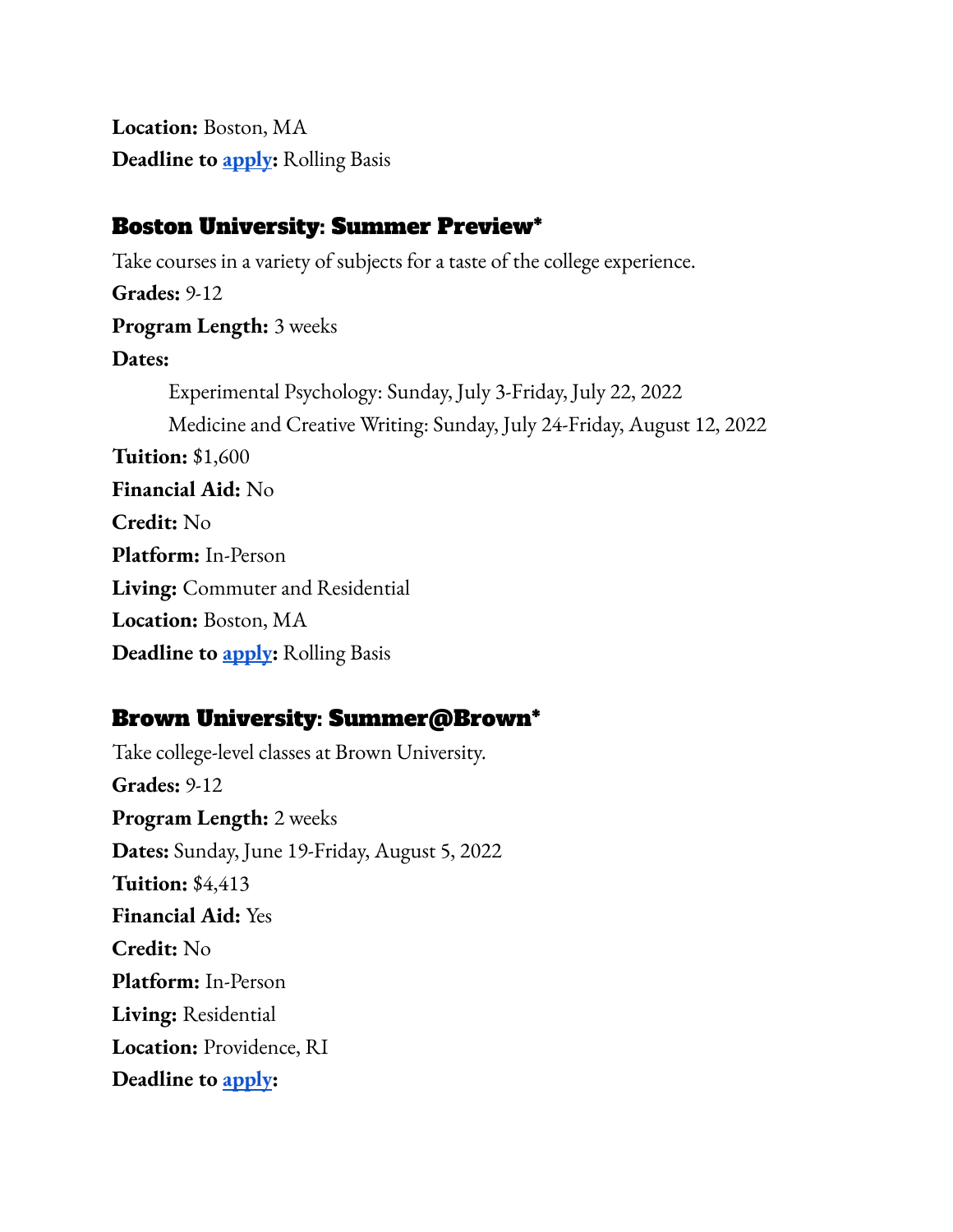**Location:** Boston, MA
**Deadline to apply:** Rolling Basis

### Boston University: Summer Preview*

Take courses in a variety of subjects for a taste of the college experience.
**Grades:** 9-12
**Program Length:** 3 weeks
**Dates:**
  Experimental Psychology: Sunday, July 3-Friday, July 22, 2022
  Medicine and Creative Writing: Sunday, July 24-Friday, August 12, 2022
**Tuition:** $1,600
**Financial Aid:** No
**Credit:** No
**Platform:** In-Person
**Living:** Commuter and Residential
**Location:** Boston, MA
**Deadline to apply:** Rolling Basis

### Brown University: Summer@Brown*

Take college-level classes at Brown University.
**Grades:** 9-12
**Program Length:** 2 weeks
**Dates:** Sunday, June 19-Friday, August 5, 2022
**Tuition:** $4,413
**Financial Aid:** Yes
**Credit:** No
**Platform:** In-Person
**Living:** Residential
**Location:** Providence, RI
**Deadline to apply:**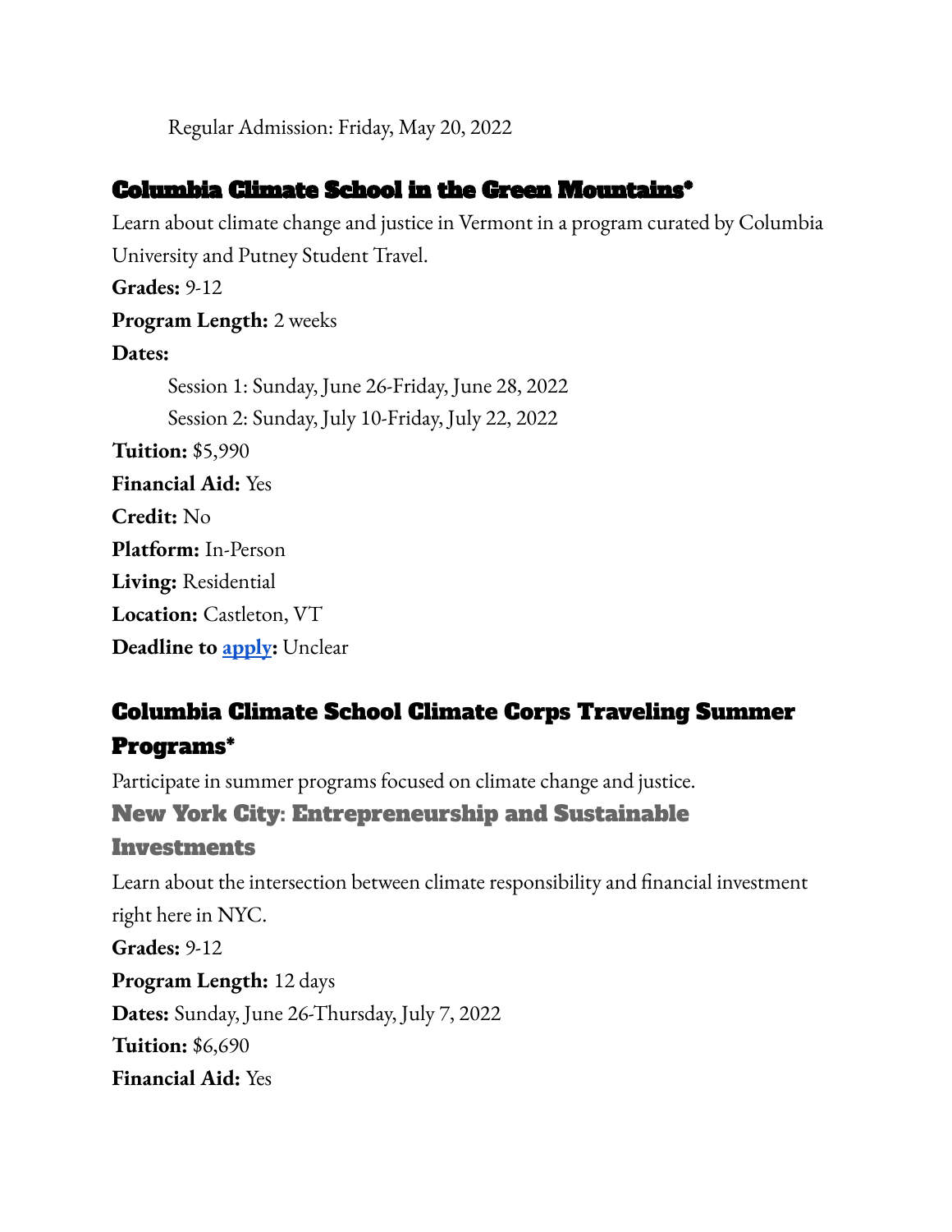Regular Admission: Friday, May 20, 2022

## Columbia Climate School in the Green Mountains*

Learn about climate change and justice in Vermont in a program curated by Columbia University and Putney Student Travel.

**Grades:** 9-12

**Program Length:** 2 weeks

**Dates:**

Session 1: Sunday, June 26-Friday, June 28, 2022

Session 2: Sunday, July 10-Friday, July 22, 2022

**Tuition:** $5,990

**Financial Aid:** Yes

**Credit:** No

**Platform:** In-Person

**Living:** Residential

**Location:** Castleton, VT

**Deadline to apply:** Unclear

## Columbia Climate School Climate Corps Traveling Summer Programs*

Participate in summer programs focused on climate change and justice.

### New York City: Entrepreneurship and Sustainable Investments

Learn about the intersection between climate responsibility and financial investment right here in NYC.

**Grades:** 9-12

**Program Length:** 12 days

**Dates:** Sunday, June 26-Thursday, July 7, 2022

**Tuition:** $6,690

**Financial Aid:** Yes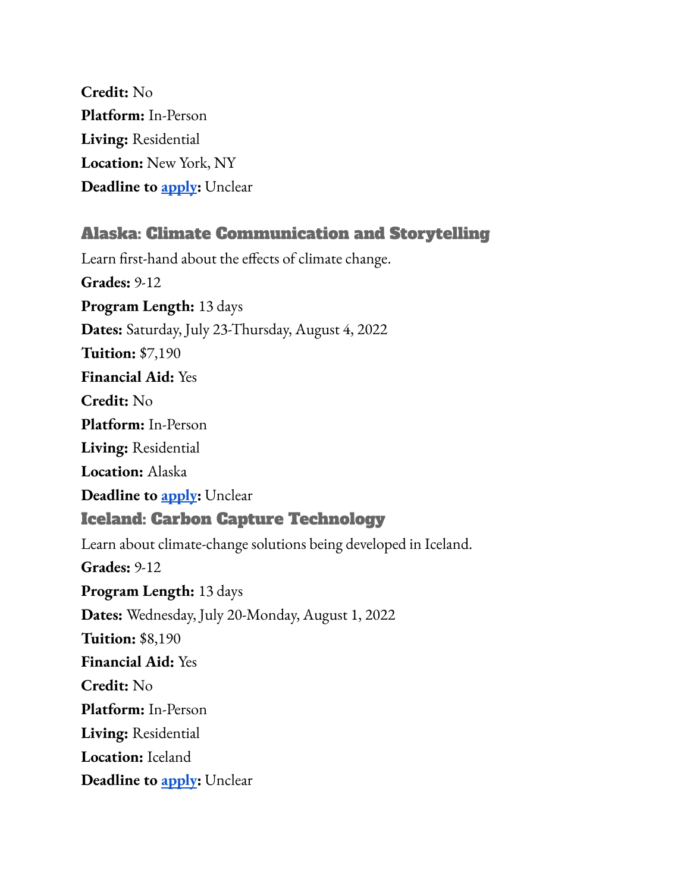**Credit:** No
**Platform:** In-Person
**Living:** Residential
**Location:** New York, NY
**Deadline to apply:** Unclear

### Alaska: Climate Communication and Storytelling

Learn first-hand about the effects of climate change.
**Grades:** 9-12
**Program Length:** 13 days
**Dates:** Saturday, July 23-Thursday, August 4, 2022
**Tuition:** $7,190
**Financial Aid:** Yes
**Credit:** No
**Platform:** In-Person
**Living:** Residential
**Location:** Alaska
**Deadline to apply:** Unclear

### Iceland: Carbon Capture Technology

Learn about climate-change solutions being developed in Iceland.
**Grades:** 9-12
**Program Length:** 13 days
**Dates:** Wednesday, July 20-Monday, August 1, 2022
**Tuition:** $8,190
**Financial Aid:** Yes
**Credit:** No
**Platform:** In-Person
**Living:** Residential
**Location:** Iceland
**Deadline to apply:** Unclear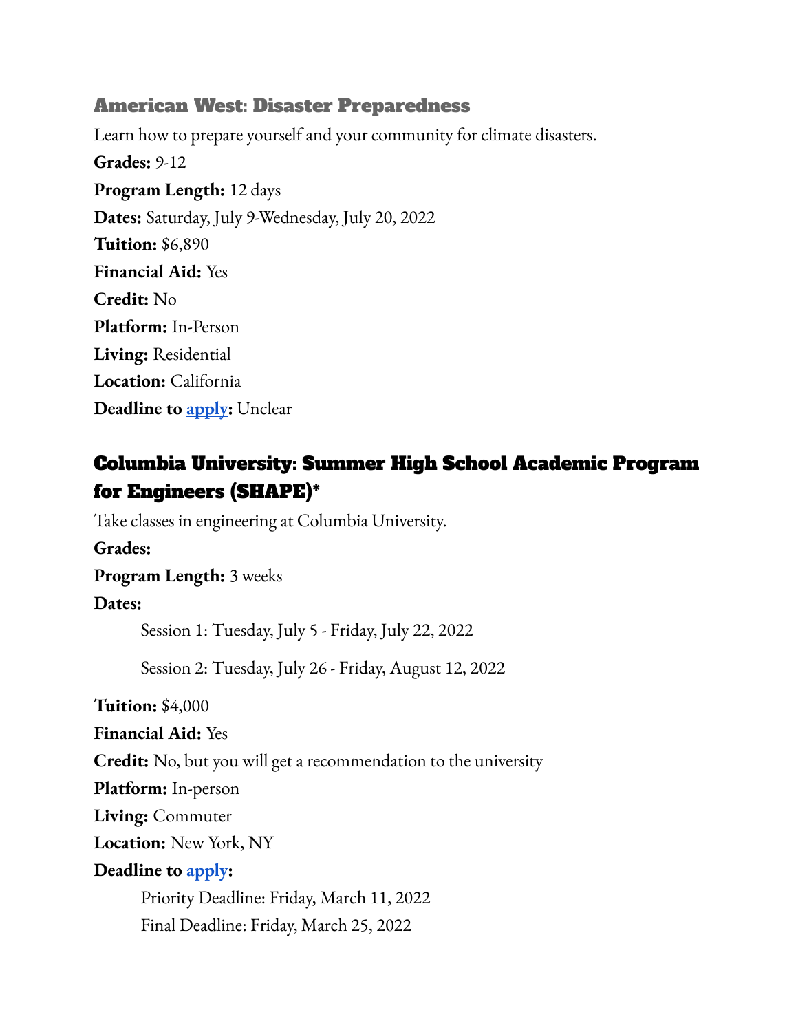### American West: Disaster Preparedness

Learn how to prepare yourself and your community for climate disasters.

**Grades:** 9-12

**Program Length:** 12 days

**Dates:** Saturday, July 9-Wednesday, July 20, 2022

**Tuition:** $6,890

**Financial Aid:** Yes

**Credit:** No

**Platform:** In-Person

**Living:** Residential

**Location:** California

**Deadline to apply:** Unclear

### Columbia University: Summer High School Academic Program for Engineers (SHAPE)*

Take classes in engineering at Columbia University.

**Grades:**

**Program Length:** 3 weeks

**Dates:**

- Session 1: Tuesday, July 5 - Friday, July 22, 2022
- Session 2: Tuesday, July 26 - Friday, August 12, 2022

**Tuition:** $4,000

**Financial Aid:** Yes

**Credit:** No, but you will get a recommendation to the university

**Platform:** In-person

**Living:** Commuter

**Location:** New York, NY

**Deadline to apply:**

- Priority Deadline: Friday, March 11, 2022
- Final Deadline: Friday, March 25, 2022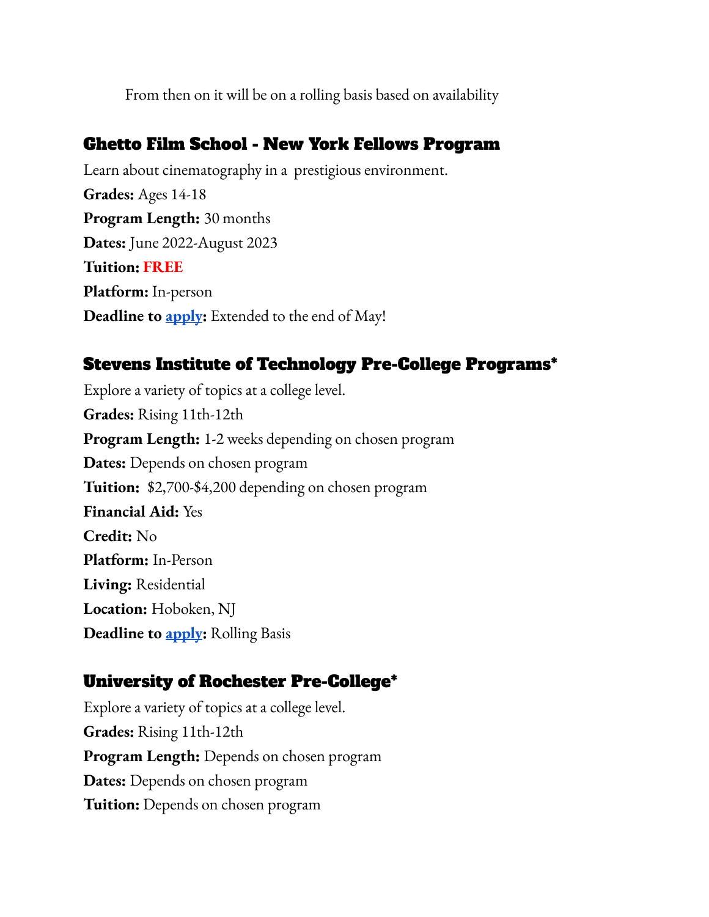From then on it will be on a rolling basis based on availability

### Ghetto Film School - New York Fellows Program

Learn about cinematography in a prestigious environment.

**Grades:** Ages 14-18

**Program Length:** 30 months

**Dates:** June 2022-August 2023

**Tuition:** **FREE**

**Platform:** In-person

**Deadline to apply:** Extended to the end of May!

### Stevens Institute of Technology Pre-College Programs*

Explore a variety of topics at a college level.

**Grades:** Rising 11th-12th

**Program Length:** 1-2 weeks depending on chosen program

**Dates:** Depends on chosen program

**Tuition:** $2,700-$4,200 depending on chosen program

**Financial Aid:** Yes

**Credit:** No

**Platform:** In-Person

**Living:** Residential

**Location:** Hoboken, NJ

**Deadline to apply:** Rolling Basis

### University of Rochester Pre-College*

Explore a variety of topics at a college level.

**Grades:** Rising 11th-12th

**Program Length:** Depends on chosen program

**Dates:** Depends on chosen program

**Tuition:** Depends on chosen program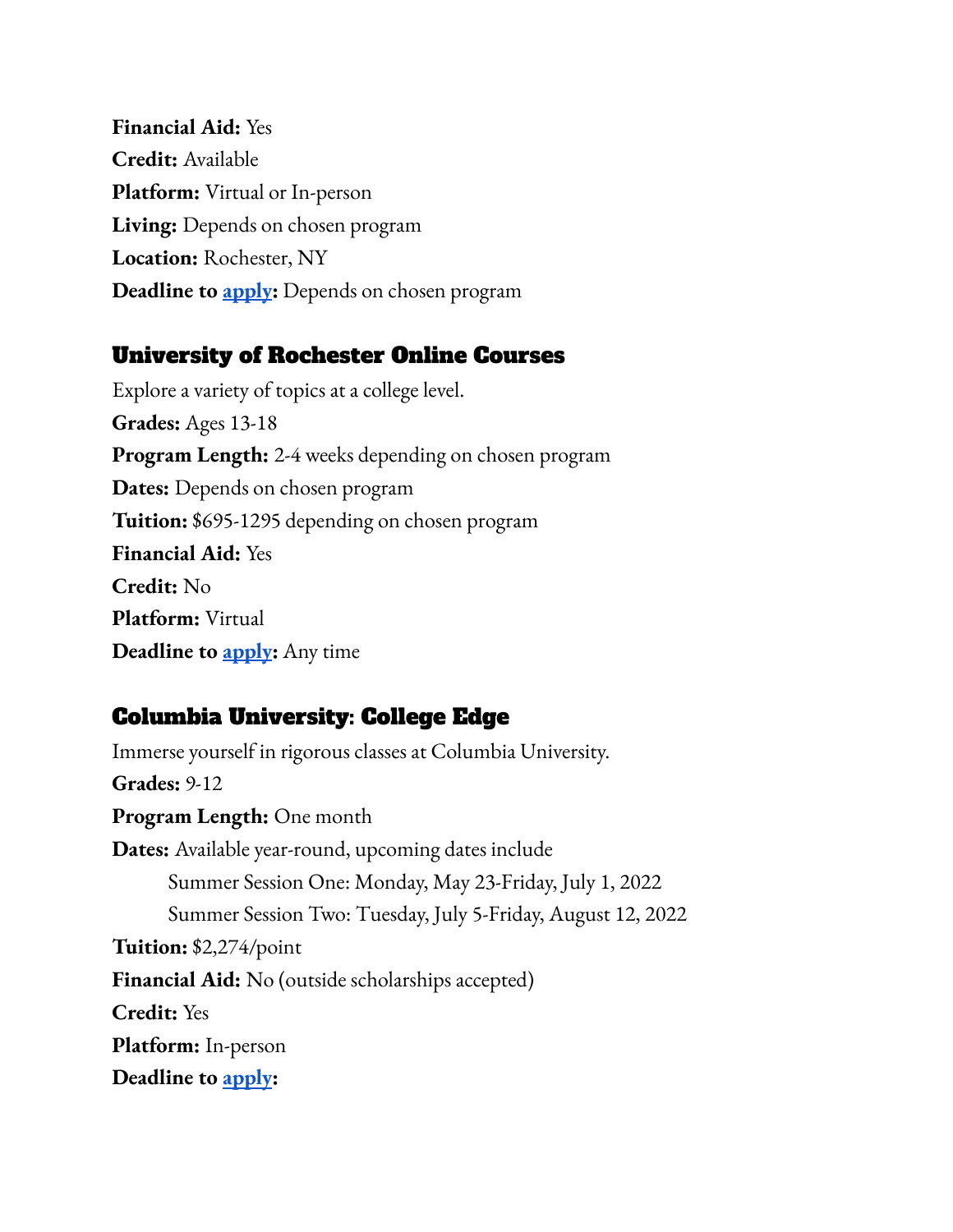**Financial Aid:** Yes
**Credit:** Available
**Platform:** Virtual or In-person
**Living:** Depends on chosen program
**Location:** Rochester, NY
**Deadline to apply:** Depends on chosen program

### University of Rochester Online Courses

Explore a variety of topics at a college level.
**Grades:** Ages 13-18
**Program Length:** 2-4 weeks depending on chosen program
**Dates:** Depends on chosen program
**Tuition:** $695-1295 depending on chosen program
**Financial Aid:** Yes
**Credit:** No
**Platform:** Virtual
**Deadline to apply:** Any time

### Columbia University: College Edge

Immerse yourself in rigorous classes at Columbia University.
**Grades:** 9-12
**Program Length:** One month
**Dates:** Available year-round, upcoming dates include

- Summer Session One: Monday, May 23-Friday, July 1, 2022
- Summer Session Two: Tuesday, July 5-Friday, August 12, 2022

**Tuition:** $2,274/point
**Financial Aid:** No (outside scholarships accepted)
**Credit:** Yes
**Platform:** In-person
**Deadline to apply:**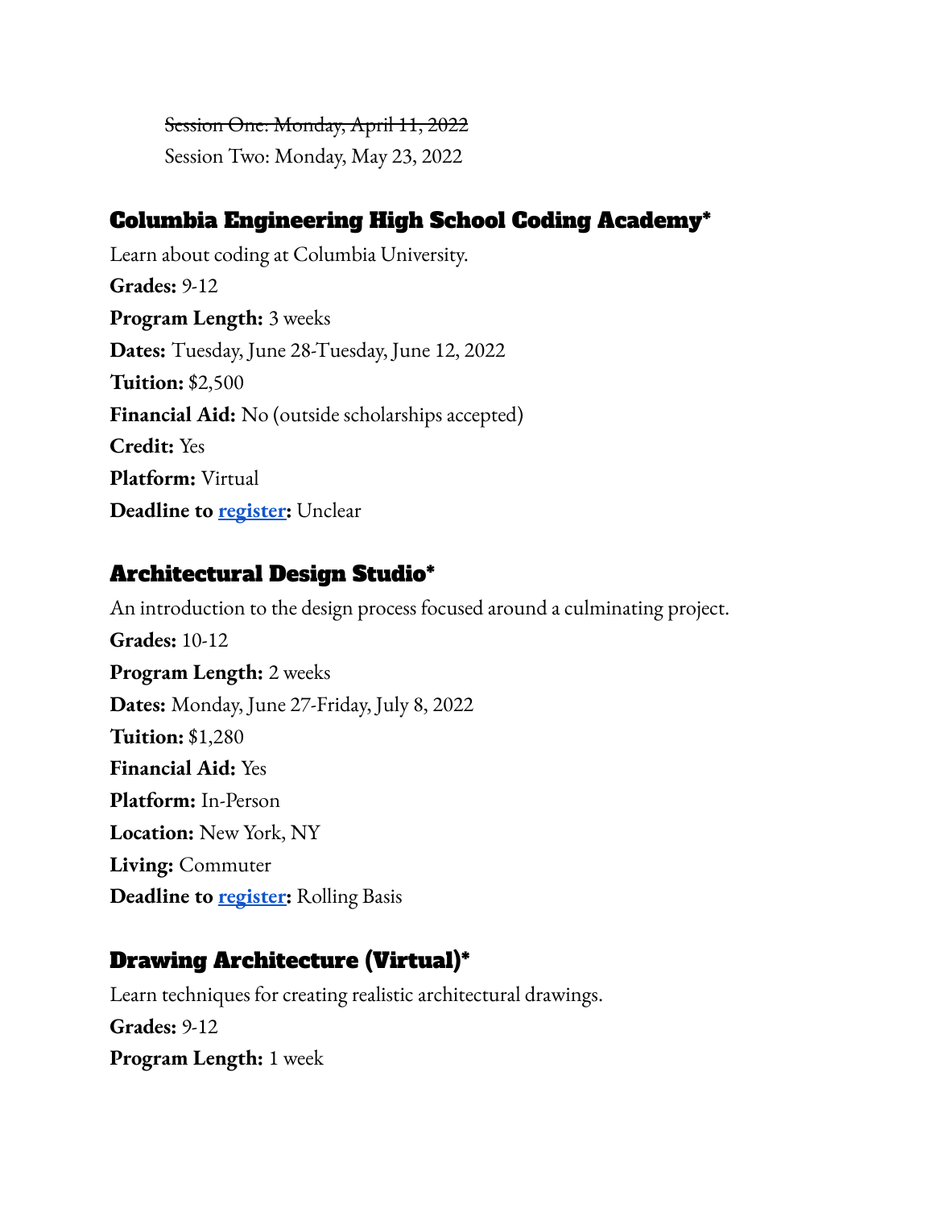~~Session One: Monday, April 11, 2022~~
Session Two: Monday, May 23, 2022

## Columbia Engineering High School Coding Academy*

Learn about coding at Columbia University.
**Grades:** 9-12
**Program Length:** 3 weeks
**Dates:** Tuesday, June 28-Tuesday, June 12, 2022
**Tuition:** $2,500
**Financial Aid:** No (outside scholarships accepted)
**Credit:** Yes
**Platform:** Virtual
**Deadline to register:** Unclear

## Architectural Design Studio*

An introduction to the design process focused around a culminating project.
**Grades:** 10-12
**Program Length:** 2 weeks
**Dates:** Monday, June 27-Friday, July 8, 2022
**Tuition:** $1,280
**Financial Aid:** Yes
**Platform:** In-Person
**Location:** New York, NY
**Living:** Commuter
**Deadline to register:** Rolling Basis

## Drawing Architecture (Virtual)*

Learn techniques for creating realistic architectural drawings.
**Grades:** 9-12
**Program Length:** 1 week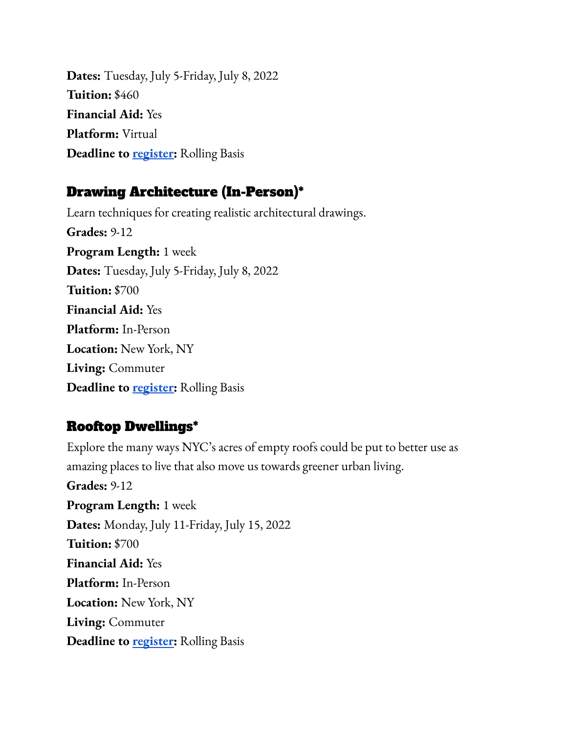**Dates:** Tuesday, July 5-Friday, July 8, 2022
**Tuition:** $460
**Financial Aid:** Yes
**Platform:** Virtual
**Deadline to register:** Rolling Basis

### Drawing Architecture (In-Person)*

Learn techniques for creating realistic architectural drawings.
**Grades:** 9-12
**Program Length:** 1 week
**Dates:** Tuesday, July 5-Friday, July 8, 2022
**Tuition:** $700
**Financial Aid:** Yes
**Platform:** In-Person
**Location:** New York, NY
**Living:** Commuter
**Deadline to register:** Rolling Basis

### Rooftop Dwellings*

Explore the many ways NYC's acres of empty roofs could be put to better use as amazing places to live that also move us towards greener urban living.
**Grades:** 9-12
**Program Length:** 1 week
**Dates:** Monday, July 11-Friday, July 15, 2022
**Tuition:** $700
**Financial Aid:** Yes
**Platform:** In-Person
**Location:** New York, NY
**Living:** Commuter
**Deadline to register:** Rolling Basis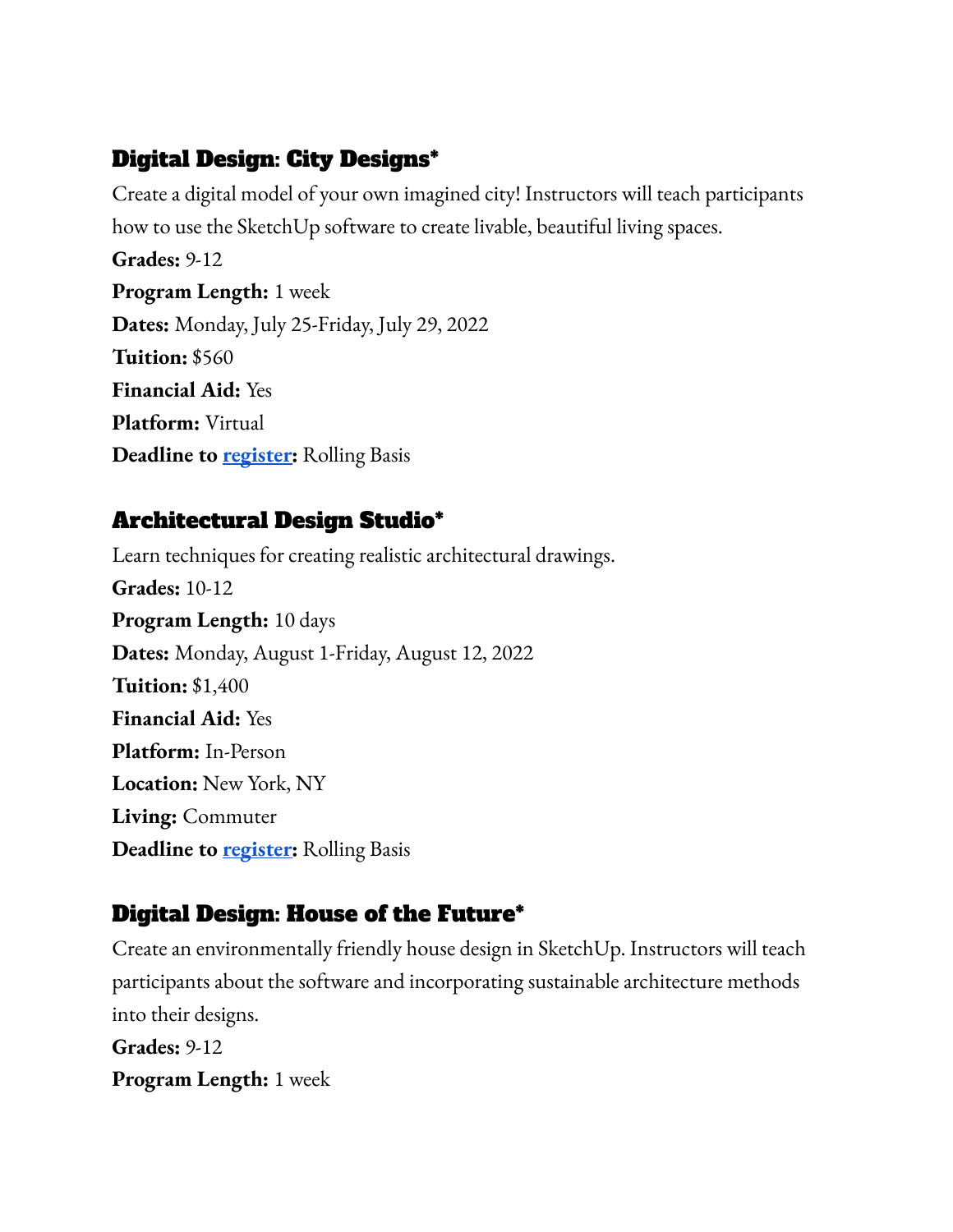### Digital Design: City Designs*

Create a digital model of your own imagined city! Instructors will teach participants how to use the SketchUp software to create livable, beautiful living spaces.

**Grades:** 9-12
**Program Length:** 1 week
**Dates:** Monday, July 25-Friday, July 29, 2022
**Tuition:** $560
**Financial Aid:** Yes
**Platform:** Virtual
**Deadline to register:** Rolling Basis

### Architectural Design Studio*

Learn techniques for creating realistic architectural drawings.

**Grades:** 10-12
**Program Length:** 10 days
**Dates:** Monday, August 1-Friday, August 12, 2022
**Tuition:** $1,400
**Financial Aid:** Yes
**Platform:** In-Person
**Location:** New York, NY
**Living:** Commuter
**Deadline to register:** Rolling Basis

### Digital Design: House of the Future*

Create an environmentally friendly house design in SketchUp. Instructors will teach participants about the software and incorporating sustainable architecture methods into their designs.

**Grades:** 9-12
**Program Length:** 1 week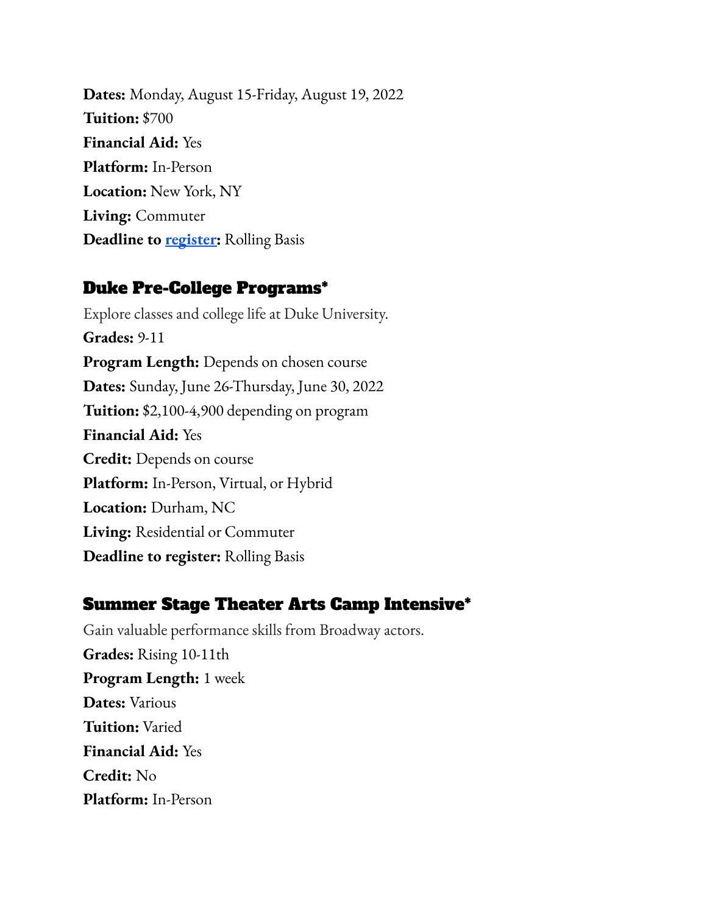**Dates:** Monday, August 15-Friday, August 19, 2022
**Tuition:** $700
**Financial Aid:** Yes
**Platform:** In-Person
**Location:** New York, NY
**Living:** Commuter
**Deadline to register:** Rolling Basis

## Duke Pre-College Programs*

Explore classes and college life at Duke University.
**Grades:** 9-11
**Program Length:** Depends on chosen course
**Dates:** Sunday, June 26-Thursday, June 30, 2022
**Tuition:** $2,100-4,900 depending on program
**Financial Aid:** Yes
**Credit:** Depends on course
**Platform:** In-Person, Virtual, or Hybrid
**Location:** Durham, NC
**Living:** Residential or Commuter
**Deadline to register:** Rolling Basis

## Summer Stage Theater Arts Camp Intensive*

Gain valuable performance skills from Broadway actors.
**Grades:** Rising 10-11th
**Program Length:** 1 week
**Dates:** Various
**Tuition:** Varied
**Financial Aid:** Yes
**Credit:** No
**Platform:** In-Person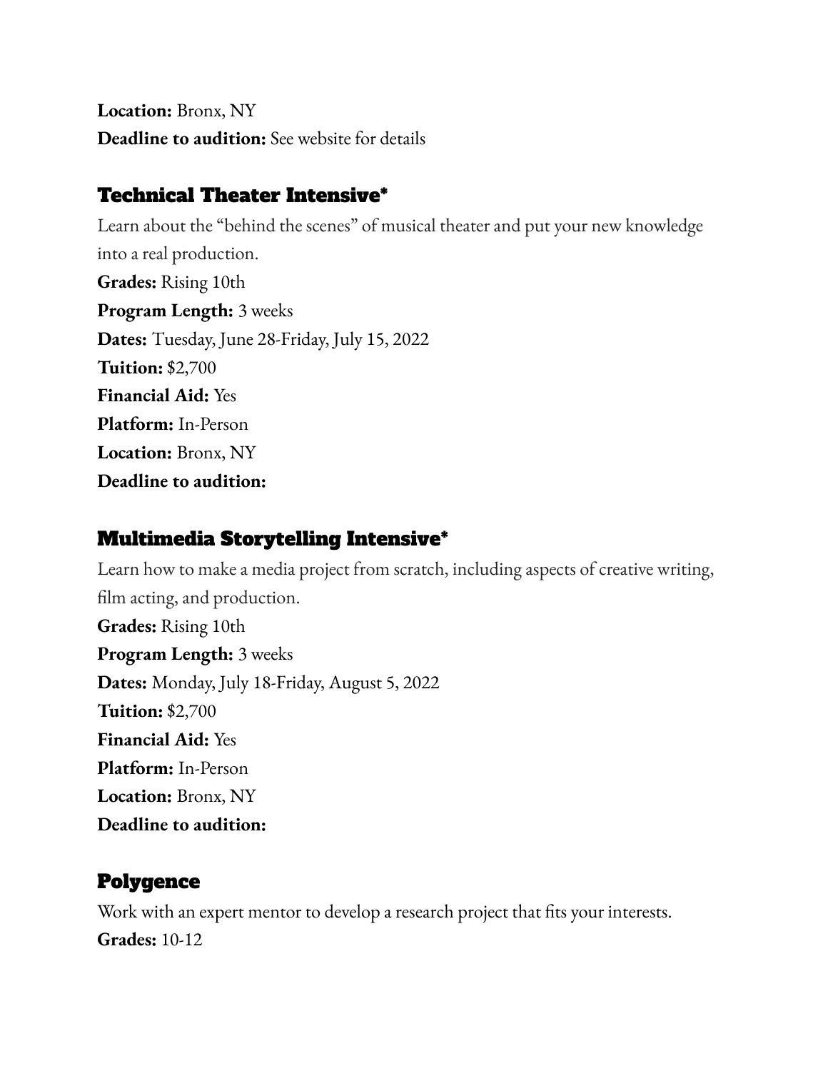**Location:** Bronx, NY
**Deadline to audition:** See website for details

## Technical Theater Intensive*

Learn about the "behind the scenes" of musical theater and put your new knowledge into a real production.
**Grades:** Rising 10th
**Program Length:** 3 weeks
**Dates:** Tuesday, June 28-Friday, July 15, 2022
**Tuition:** $2,700
**Financial Aid:** Yes
**Platform:** In-Person
**Location:** Bronx, NY
**Deadline to audition:**

## Multimedia Storytelling Intensive*

Learn how to make a media project from scratch, including aspects of creative writing, film acting, and production.
**Grades:** Rising 10th
**Program Length:** 3 weeks
**Dates:** Monday, July 18-Friday, August 5, 2022
**Tuition:** $2,700
**Financial Aid:** Yes
**Platform:** In-Person
**Location:** Bronx, NY
**Deadline to audition:**

## Polygence

Work with an expert mentor to develop a research project that fits your interests.
**Grades:** 10-12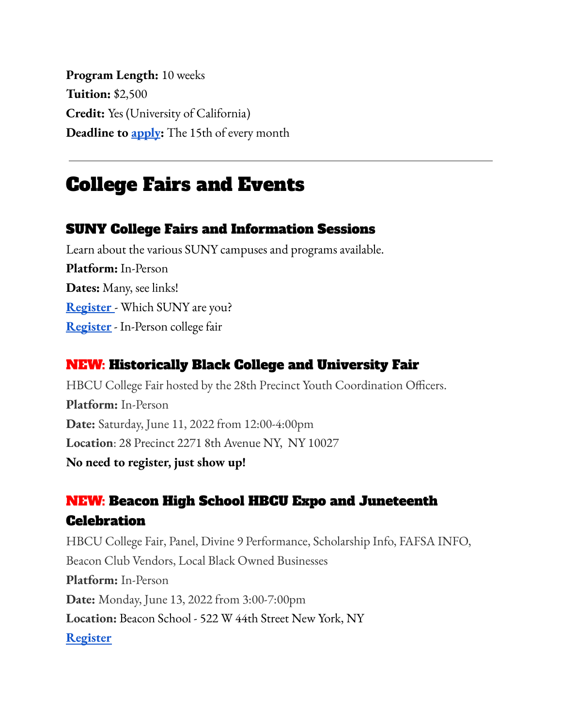**Program Length:** 10 weeks
**Tuition:** $2,500
**Credit:** Yes (University of California)
**Deadline to apply:** The 15th of every month

---

# College Fairs and Events

## SUNY College Fairs and Information Sessions

Learn about the various SUNY campuses and programs available.
**Platform:** In-Person
**Dates:** Many, see links!
**Register** - Which SUNY are you?
**Register** - In-Person college fair

## NEW: Historically Black College and University Fair

HBCU College Fair hosted by the 28th Precinct Youth Coordination Officers.
**Platform:** In-Person
**Date:** Saturday, June 11, 2022 from 12:00-4:00pm
**Location**: 28 Precinct 2271 8th Avenue NY, NY 10027
**No need to register, just show up!**

## NEW: Beacon High School HBCU Expo and Juneteenth Celebration

HBCU College Fair, Panel, Divine 9 Performance, Scholarship Info, FAFSA INFO, Beacon Club Vendors, Local Black Owned Businesses
**Platform:** In-Person
**Date:** Monday, June 13, 2022 from 3:00-7:00pm
**Location:** Beacon School - 522 W 44th Street New York, NY
**Register**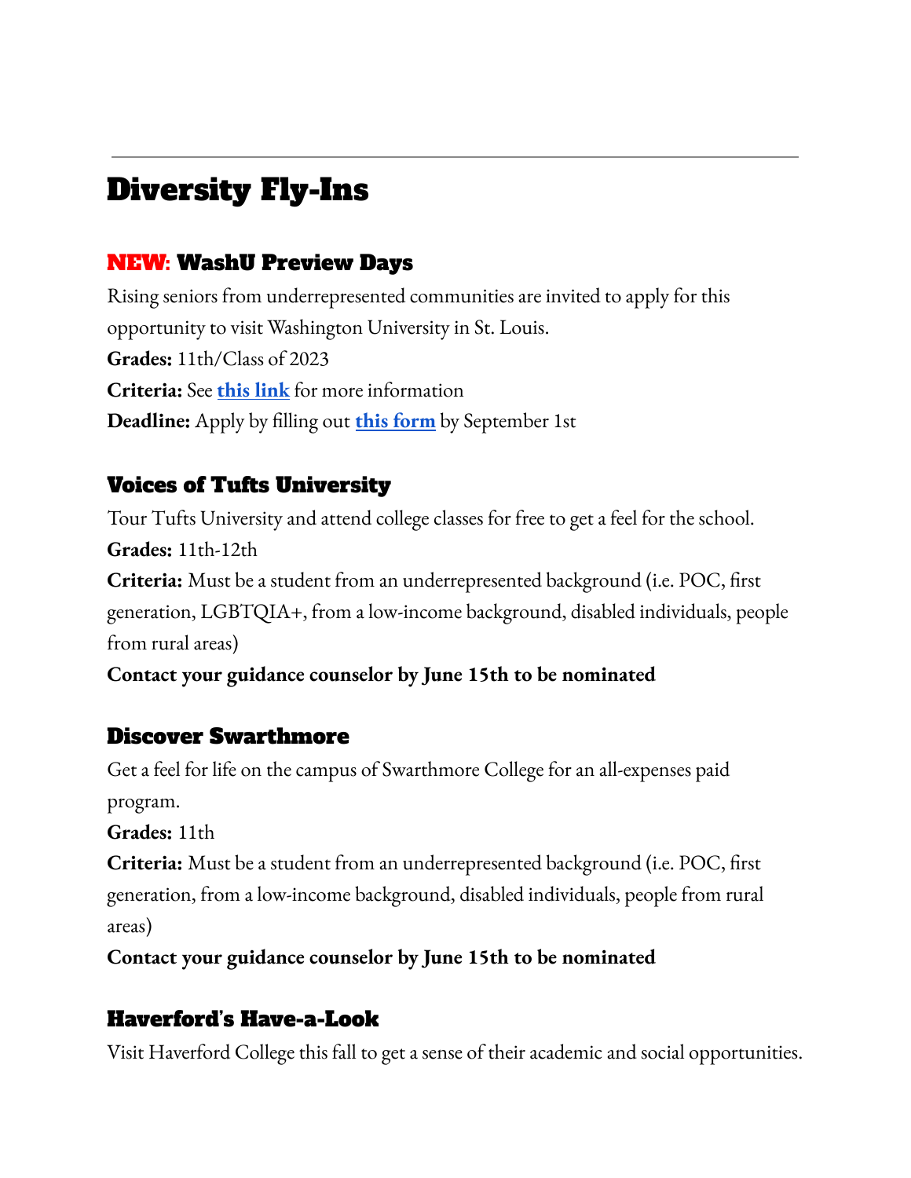---

# Diversity Fly-Ins

## NEW: WashU Preview Days

Rising seniors from underrepresented communities are invited to apply for this opportunity to visit Washington University in St. Louis.

**Grades:** 11th/Class of 2023

**Criteria:** See **this link** for more information

**Deadline:** Apply by filling out **this form** by September 1st

## Voices of Tufts University

Tour Tufts University and attend college classes for free to get a feel for the school.

**Grades:** 11th-12th

**Criteria:** Must be a student from an underrepresented background (i.e. POC, first generation, LGBTQIA+, from a low-income background, disabled individuals, people from rural areas)

**Contact your guidance counselor by June 15th to be nominated**

## Discover Swarthmore

Get a feel for life on the campus of Swarthmore College for an all-expenses paid program.

**Grades:** 11th

**Criteria:** Must be a student from an underrepresented background (i.e. POC, first generation, from a low-income background, disabled individuals, people from rural areas)

**Contact your guidance counselor by June 15th to be nominated**

## Haverford's Have-a-Look

Visit Haverford College this fall to get a sense of their academic and social opportunities.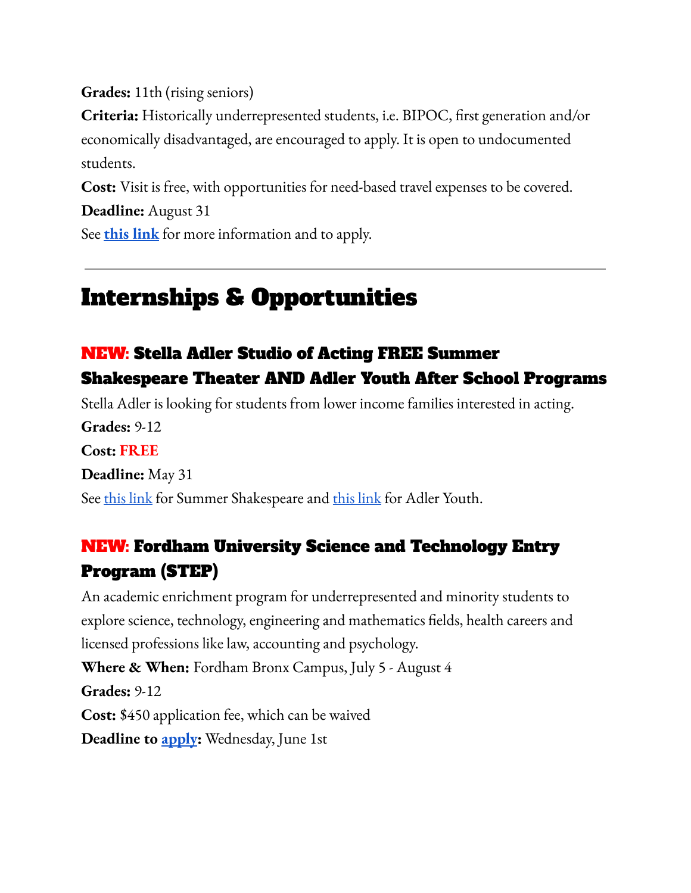**Grades:** 11th (rising seniors)

**Criteria:** Historically underrepresented students, i.e. BIPOC, first generation and/or economically disadvantaged, are encouraged to apply. It is open to undocumented students.

**Cost:** Visit is free, with opportunities for need-based travel expenses to be covered.

**Deadline:** August 31

See **this link** for more information and to apply.

---

# Internships & Opportunities

## NEW: Stella Adler Studio of Acting FREE Summer Shakespeare Theater AND Adler Youth After School Programs

Stella Adler is looking for students from lower income families interested in acting.

**Grades:** 9-12

**Cost:** **FREE**

**Deadline:** May 31

See this link for Summer Shakespeare and this link for Adler Youth.

## NEW: Fordham University Science and Technology Entry Program (STEP)

An academic enrichment program for underrepresented and minority students to explore science, technology, engineering and mathematics fields, health careers and licensed professions like law, accounting and psychology.

**Where & When:** Fordham Bronx Campus, July 5 - August 4

**Grades:** 9-12

**Cost:** $450 application fee, which can be waived

**Deadline to apply:** Wednesday, June 1st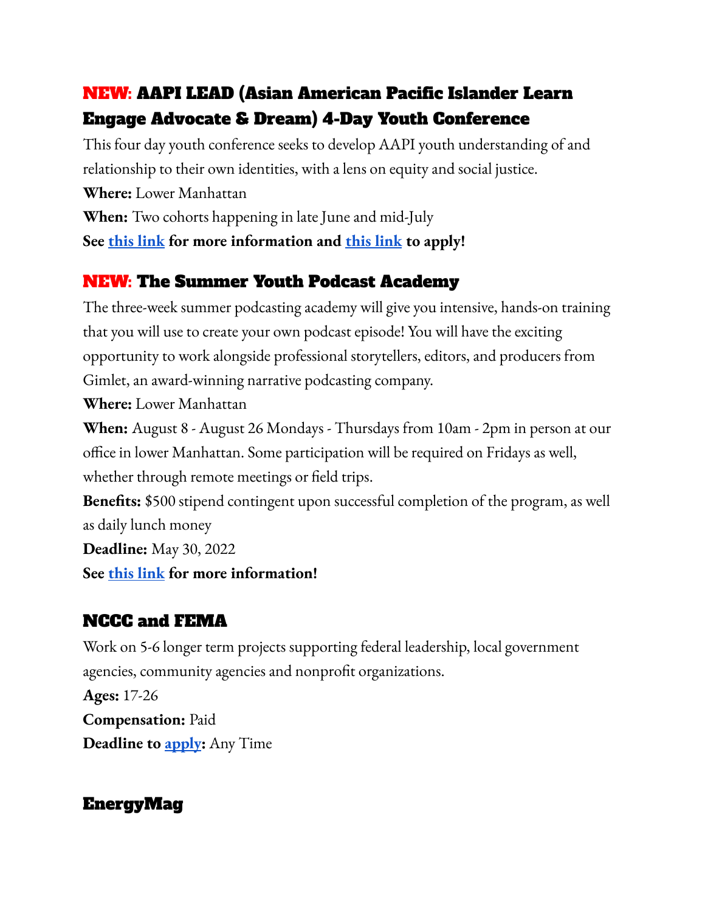## NEW: AAPI LEAD (Asian American Pacific Islander Learn Engage Advocate & Dream) 4-Day Youth Conference

This four day youth conference seeks to develop AAPI youth understanding of and relationship to their own identities, with a lens on equity and social justice.

**Where:** Lower Manhattan

**When:** Two cohorts happening in late June and mid-July

**See this link for more information and this link to apply!**

## NEW: The Summer Youth Podcast Academy

The three-week summer podcasting academy will give you intensive, hands-on training that you will use to create your own podcast episode! You will have the exciting opportunity to work alongside professional storytellers, editors, and producers from Gimlet, an award-winning narrative podcasting company.

**Where:** Lower Manhattan

**When:** August 8 - August 26 Mondays - Thursdays from 10am - 2pm in person at our office in lower Manhattan. Some participation will be required on Fridays as well, whether through remote meetings or field trips.

**Benefits:** $500 stipend contingent upon successful completion of the program, as well as daily lunch money

**Deadline:** May 30, 2022

**See this link for more information!**

## NCCC and FEMA

Work on 5-6 longer term projects supporting federal leadership, local government agencies, community agencies and nonprofit organizations.

**Ages:** 17-26

**Compensation:** Paid

**Deadline to apply:** Any Time

## EnergyMag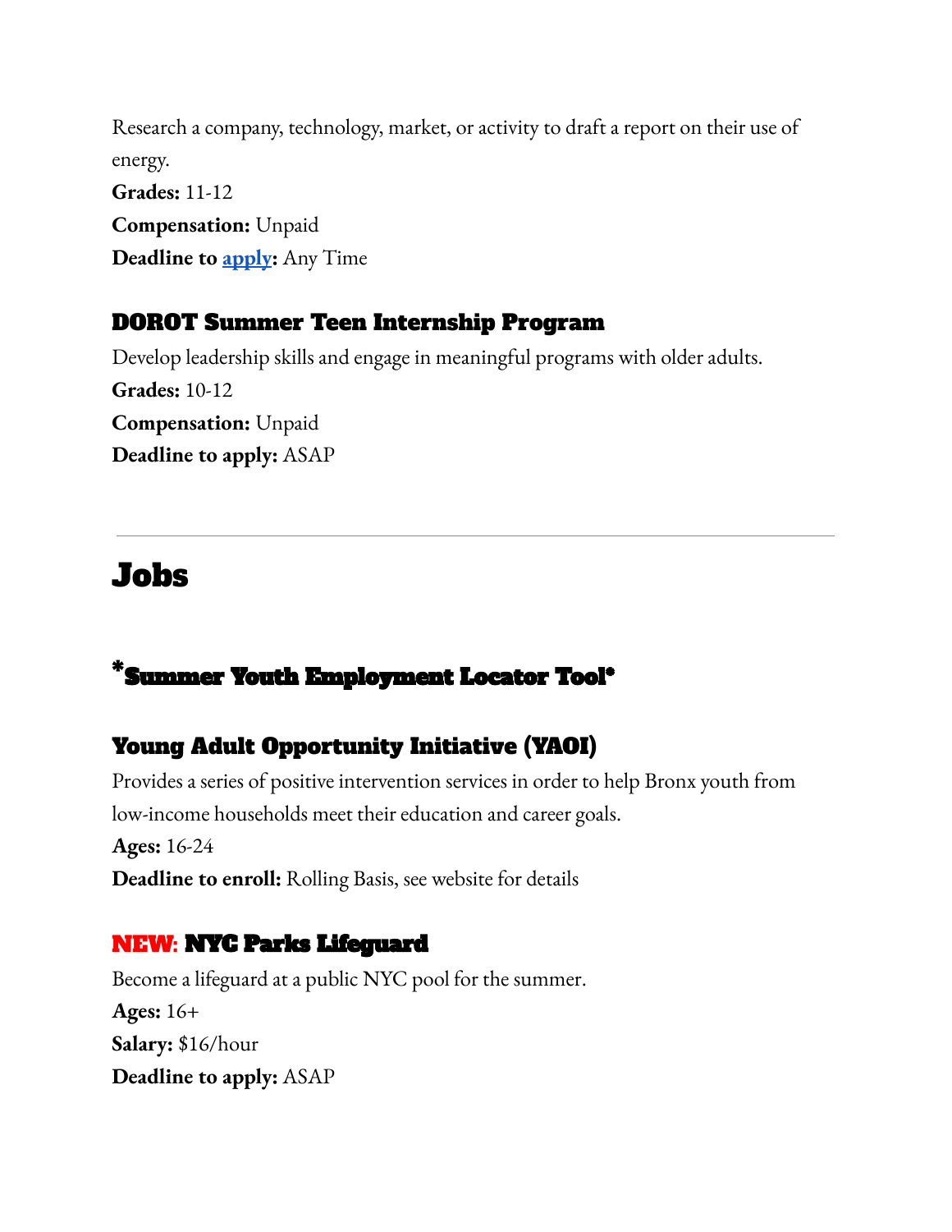Research a company, technology, market, or activity to draft a report on their use of energy.
**Grades:** 11-12
**Compensation:** Unpaid
**Deadline to apply:** Any Time

### DOROT Summer Teen Internship Program

Develop leadership skills and engage in meaningful programs with older adults.
**Grades:** 10-12
**Compensation:** Unpaid
**Deadline to apply:** ASAP

---

## Jobs

### *Summer Youth Employment Locator Tool*

### Young Adult Opportunity Initiative (YAOI)

Provides a series of positive intervention services in order to help Bronx youth from low-income households meet their education and career goals.
**Ages:** 16-24
**Deadline to enroll:** Rolling Basis, see website for details

### NEW: NYC Parks Lifeguard

Become a lifeguard at a public NYC pool for the summer.
**Ages:** 16+
**Salary:** $16/hour
**Deadline to apply:** ASAP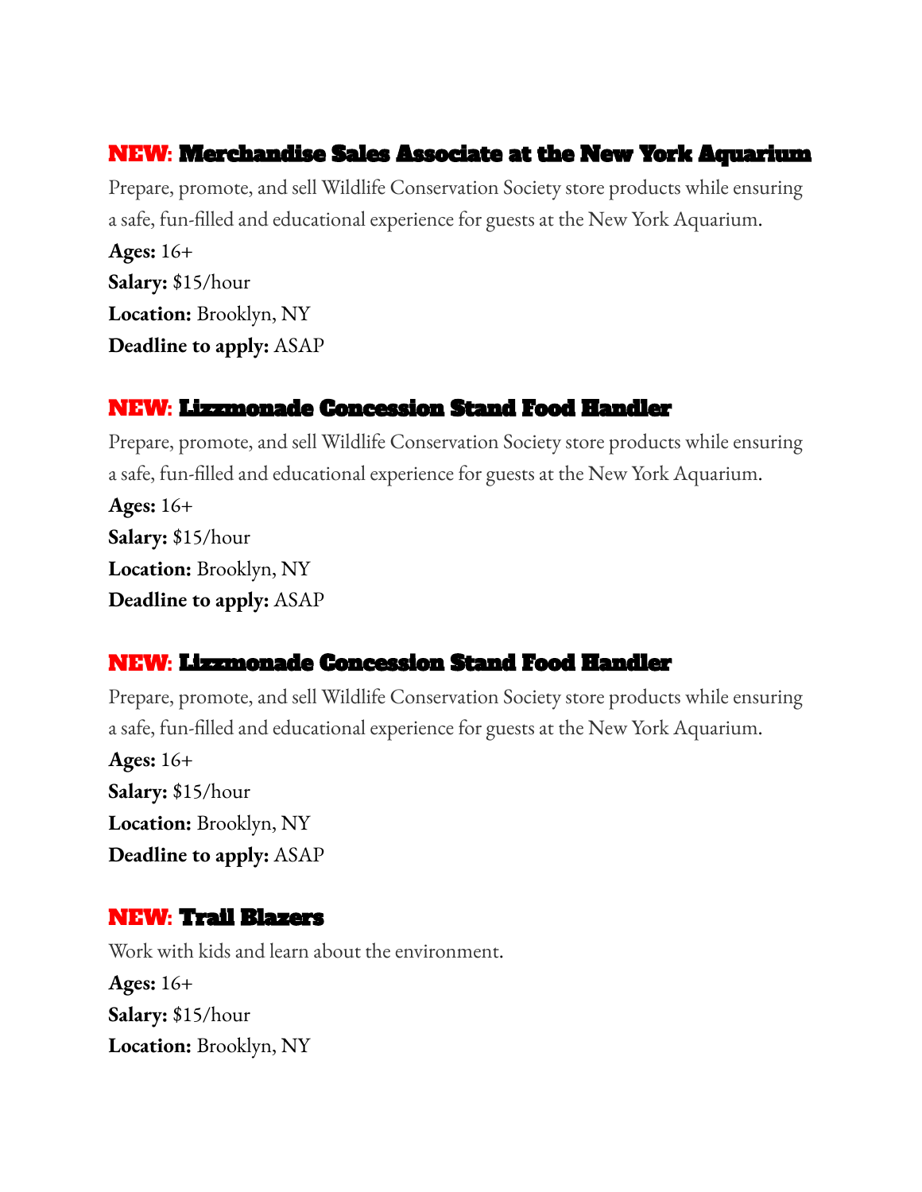### **NEW: Merchandise Sales Associate at the New York Aquarium**

Prepare, promote, and sell Wildlife Conservation Society store products while ensuring a safe, fun-filled and educational experience for guests at the New York Aquarium.

**Ages:** 16+
**Salary:** $15/hour
**Location:** Brooklyn, NY
**Deadline to apply:** ASAP

### **NEW: Lizzmonade Concession Stand Food Handler**

Prepare, promote, and sell Wildlife Conservation Society store products while ensuring a safe, fun-filled and educational experience for guests at the New York Aquarium.

**Ages:** 16+
**Salary:** $15/hour
**Location:** Brooklyn, NY
**Deadline to apply:** ASAP

### **NEW: Lizzmonade Concession Stand Food Handler**

Prepare, promote, and sell Wildlife Conservation Society store products while ensuring a safe, fun-filled and educational experience for guests at the New York Aquarium.

**Ages:** 16+
**Salary:** $15/hour
**Location:** Brooklyn, NY
**Deadline to apply:** ASAP

### **NEW: Trail Blazers**

Work with kids and learn about the environment.

**Ages:** 16+
**Salary:** $15/hour
**Location:** Brooklyn, NY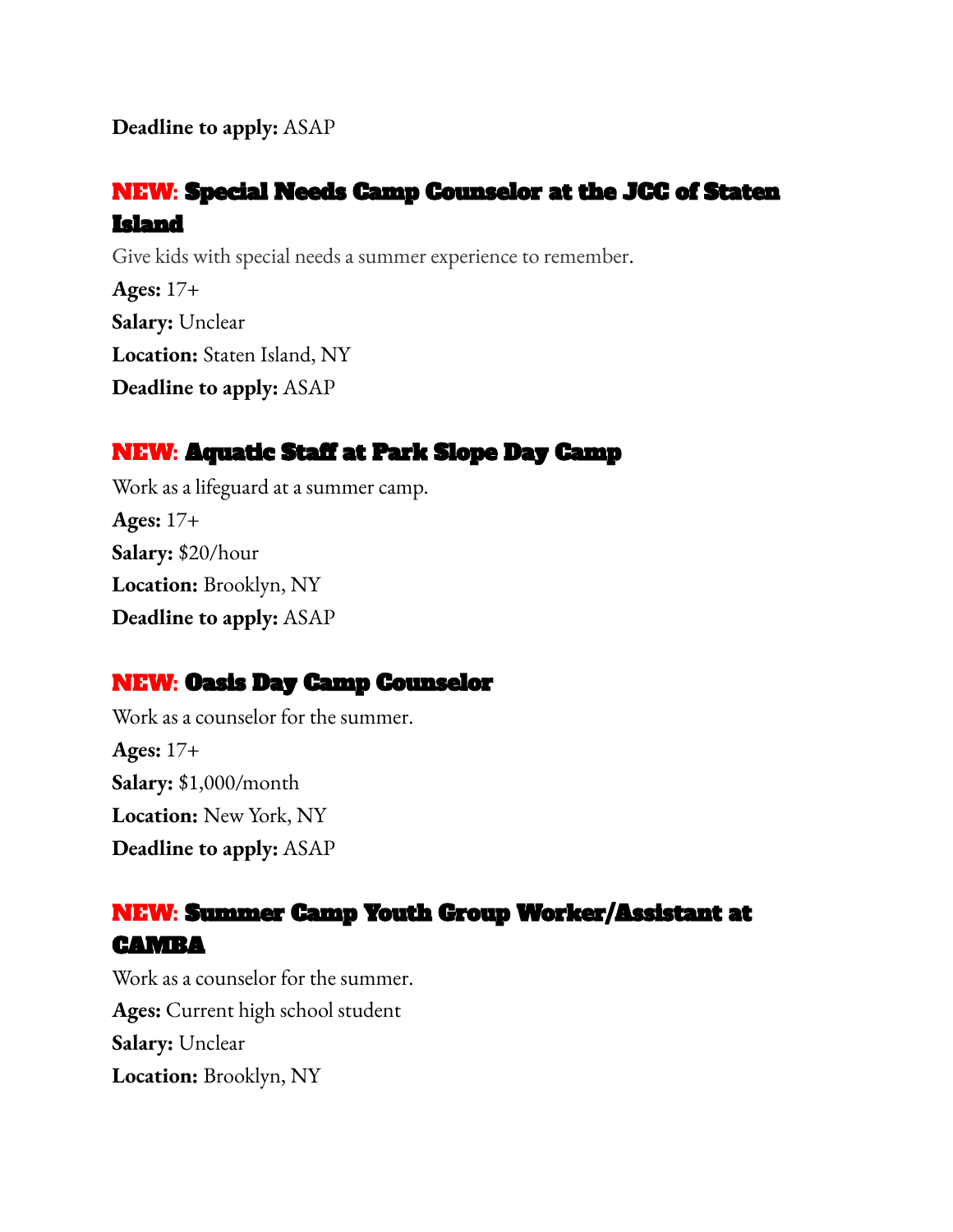**Deadline to apply:** ASAP

## NEW: Special Needs Camp Counselor at the JCC of Staten Island

Give kids with special needs a summer experience to remember.

**Ages:** 17+

**Salary:** Unclear

**Location:** Staten Island, NY

**Deadline to apply:** ASAP

## NEW: Aquatic Staff at Park Slope Day Camp

Work as a lifeguard at a summer camp.

**Ages:** 17+

**Salary:** $20/hour

**Location:** Brooklyn, NY

**Deadline to apply:** ASAP

## NEW: Oasis Day Camp Counselor

Work as a counselor for the summer.

**Ages:** 17+

**Salary:** $1,000/month

**Location:** New York, NY

**Deadline to apply:** ASAP

## NEW: Summer Camp Youth Group Worker/Assistant at CAMBA

Work as a counselor for the summer.

**Ages:** Current high school student

**Salary:** Unclear

**Location:** Brooklyn, NY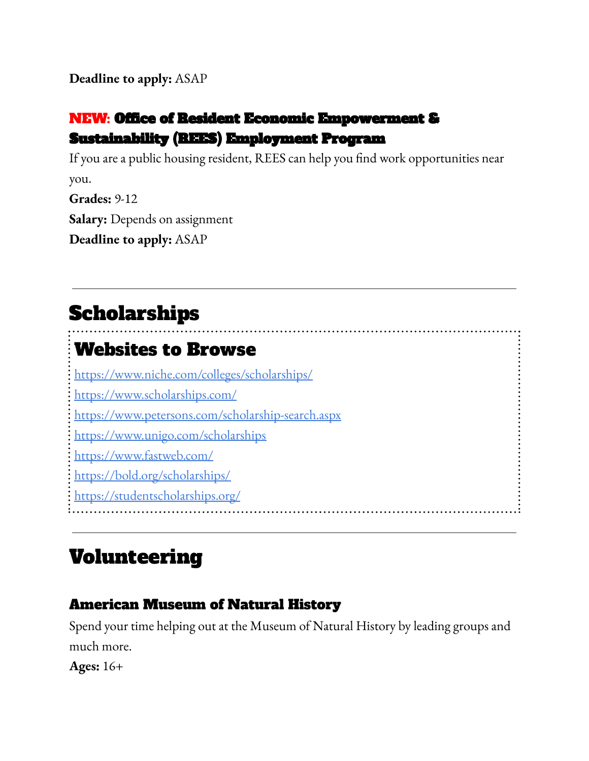**Deadline to apply:** ASAP

### NEW: Office of Resident Economic Empowerment & Sustainability (REES) Employment Program

If you are a public housing resident, REES can help you find work opportunities near you.

**Grades:** 9-12

**Salary:** Depends on assignment

**Deadline to apply:** ASAP

---

## Scholarships

### Websites to Browse

https://www.niche.com/colleges/scholarships/

https://www.scholarships.com/

https://www.petersons.com/scholarship-search.aspx

https://www.unigo.com/scholarships

https://www.fastweb.com/

https://bold.org/scholarships/

https://studentscholarships.org/

---

## Volunteering

### American Museum of Natural History

Spend your time helping out at the Museum of Natural History by leading groups and much more.

**Ages:** 16+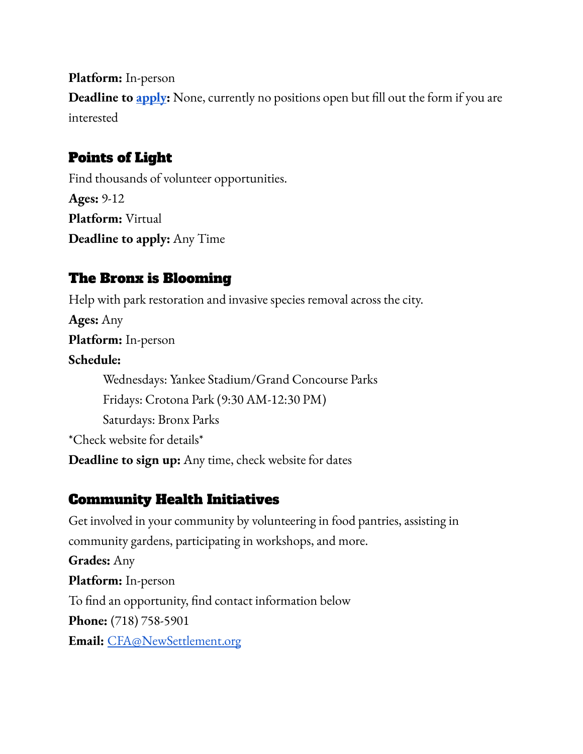**Platform:** In-person
**Deadline to [apply](#):** None, currently no positions open but fill out the form if you are interested

## Points of Light

Find thousands of volunteer opportunities.
**Ages:** 9-12
**Platform:** Virtual
**Deadline to apply:** Any Time

## The Bronx is Blooming

Help with park restoration and invasive species removal across the city.
**Ages:** Any
**Platform:** In-person
**Schedule:**

> Wednesdays: Yankee Stadium/Grand Concourse Parks
> Fridays: Crotona Park (9:30 AM-12:30 PM)
> Saturdays: Bronx Parks

*Check website for details*
**Deadline to sign up:** Any time, check website for dates

## Community Health Initiatives

Get involved in your community by volunteering in food pantries, assisting in community gardens, participating in workshops, and more.
**Grades:** Any
**Platform:** In-person
To find an opportunity, find contact information below
**Phone:** (718) 758-5901
**Email:** [CFA@NewSettlement.org](mailto:CFA@NewSettlement.org)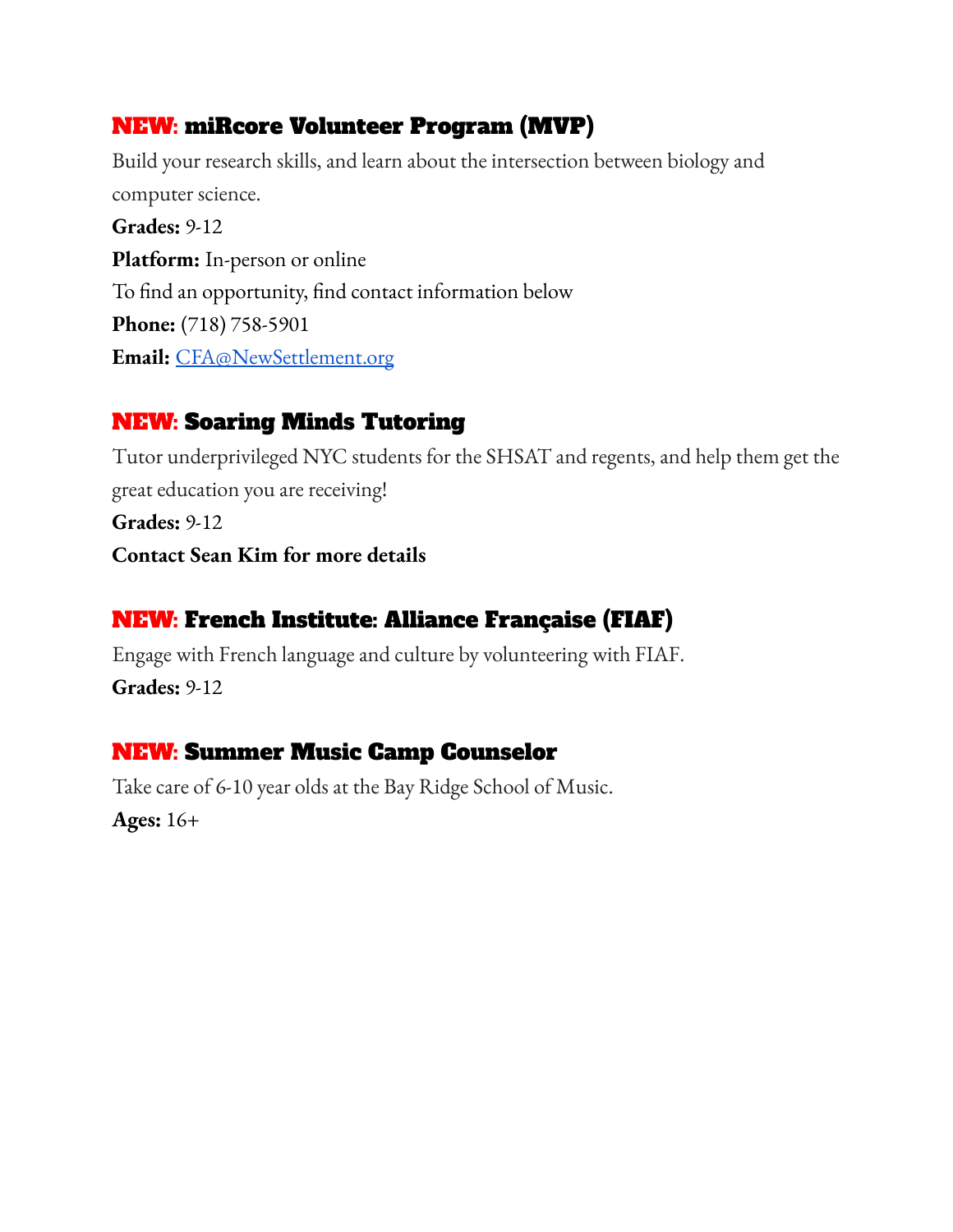## NEW: miRcore Volunteer Program (MVP)

Build your research skills, and learn about the intersection between biology and computer science.

**Grades:** 9-12

**Platform:** In-person or online

To find an opportunity, find contact information below

**Phone:** (718) 758-5901

**Email:** CFA@NewSettlement.org

## NEW: Soaring Minds Tutoring

Tutor underprivileged NYC students for the SHSAT and regents, and help them get the great education you are receiving!

**Grades:** 9-12

**Contact Sean Kim for more details**

## NEW: French Institute: Alliance Française (FIAF)

Engage with French language and culture by volunteering with FIAF.

**Grades:** 9-12

## NEW: Summer Music Camp Counselor

Take care of 6-10 year olds at the Bay Ridge School of Music.

**Ages:** 16+